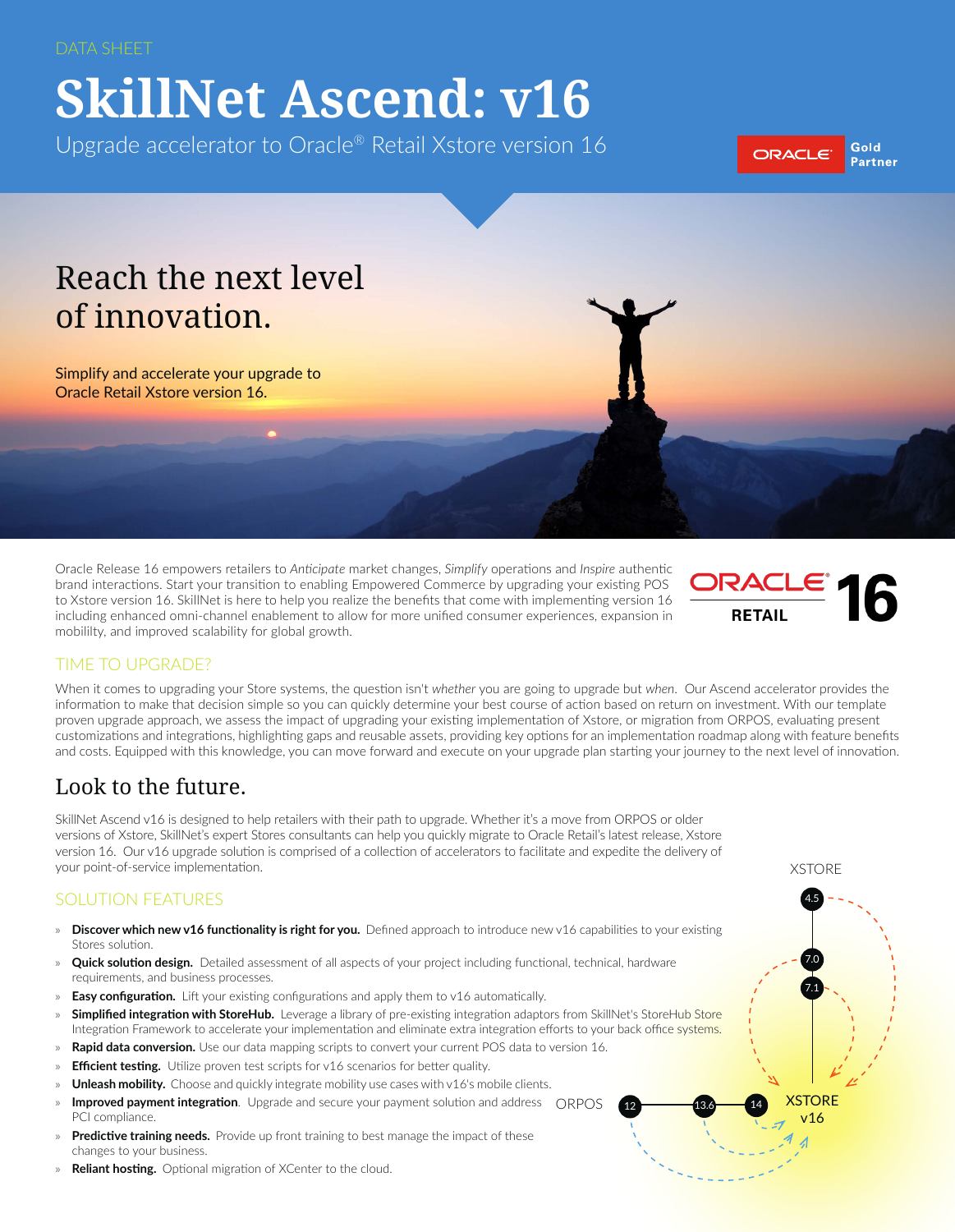DATA SHEET

# SkillNet Ascend: v16

Upgrade accelerator to Oracle® Retail Xstore version 16

ORACLE Gold Partner

## Reach the next level of innovation.

Simplify and accelerate your upgrade to Oracle Retail Xstore version 16.

Oracle Release 16 empowers retailers to *Anticipate* market changes, *Simplify* operations and *Inspire* authentic brand interactions. Start your transition to enabling Empowered Commerce by upgrading your existing POS to Xstore version 16. SkillNet is here to help you realize the benefits that come with implementing version 16 including enhanced omni-channel enablement to allow for more unified consumer experiences, expansion in mobililty, and improved scalability for global growth.

ORACLE RETAIL 16

### TIME TO UPGRADE?

When it comes to upgrading your Store systems, the question isn't *whether* you are going to upgrade but *when*. Our Ascend accelerator provides the information to make that decision simple so you can quickly determine your best course of action based on return on investment. With our template proven upgrade approach, we assess the impact of upgrading your existing implementation of Xstore, or migration from ORPOS, evaluating present customizations and integrations, highlighting gaps and reusable assets, providing key options for an implementation roadmap along with feature benefits and costs. Equipped with this knowledge, you can move forward and execute on your upgrade plan starting your journey to the next level of innovation.

## Look to the future.

SkillNet Ascend v16 is designed to help retailers with their path to upgrade. Whether it's a move from ORPOS or older versions of Xstore, SkillNet's expert Stores consultants can help you quickly migrate to Oracle Retail's latest release, Xstore version 16. Our v16 upgrade solution is comprised of a collection of accelerators to facilitate and expedite the delivery of your point-of-service implementation.

### SOLUTION FEATURES

- **Discover which new v16 functionality is right for you.** Defined approach to introduce new v16 capabilities to your existing Stores solution.
- **Quick solution design.** Detailed assessment of all aspects of your project including functional, technical, hardware requirements, and business processes.
- **Easy configuration.** Lift your existing configurations and apply them to v16 automatically.
- **Simplified integration with StoreHub.** Leverage a library of pre-existing integration adaptors from SkillNet's StoreHub Store Integration Framework to accelerate your implementation and eliminate extra integration efforts to your back office systems.
- **Rapid data conversion.** Use our data mapping scripts to convert your current POS data to version 16.
- **Efficient testing.** Utilize proven test scripts for v16 scenarios for better quality.
- **Unleash mobility.** Choose and quickly integrate mobility use cases with v16's mobile clients.
- **Improved payment integration**. Upgrade and secure your payment solution and address PCI compliance.
- **Predictive training needs.** Provide up front training to best manage the impact of these changes to your business.
- **Reliant hosting.** Optional migration of XCenter to the cloud.

XSTORE: 4.5, 7.0, 7.1 → XSTORE v16

ORPOS: 12, 13.6, 14 → XSTORE v16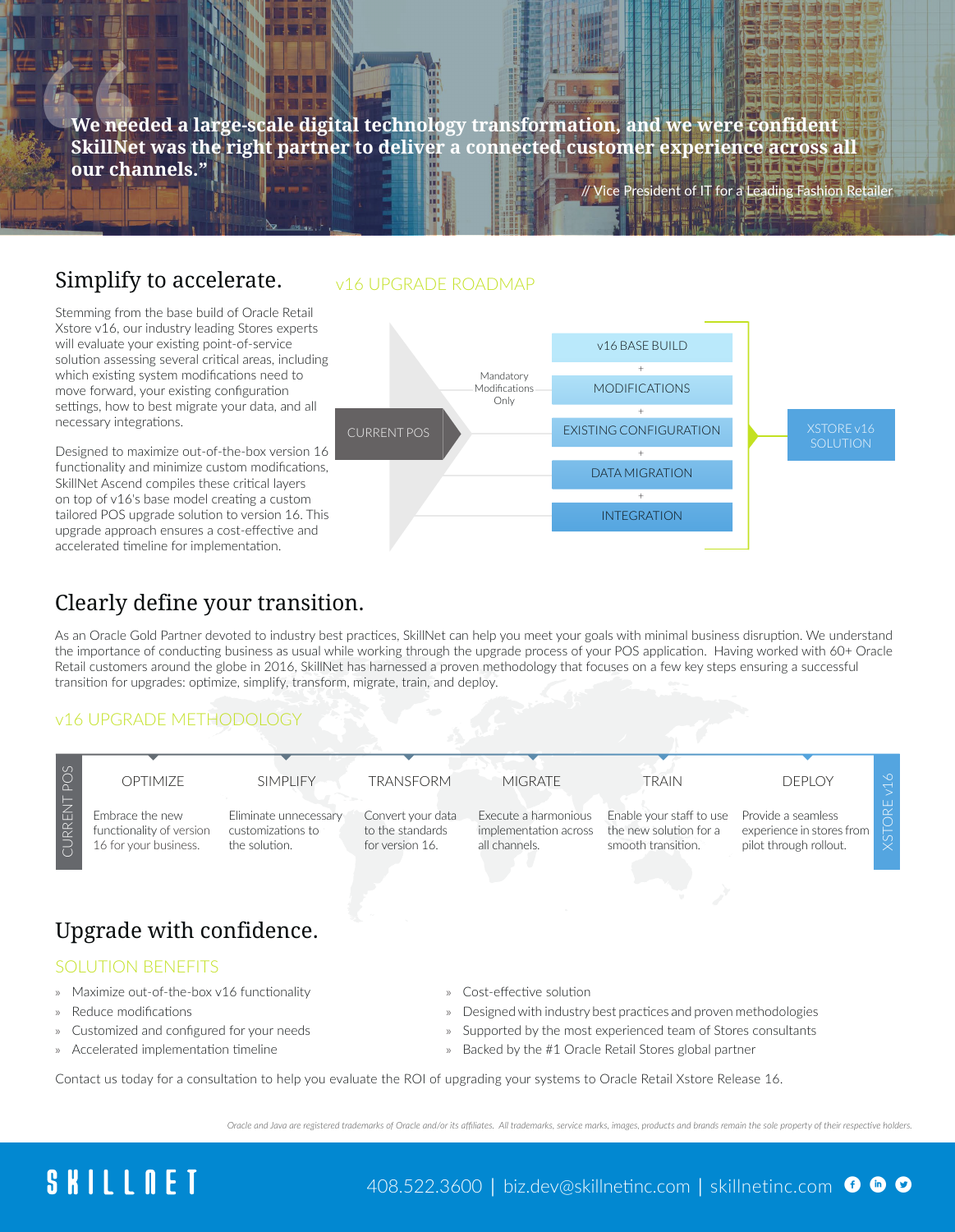> We needed a large-scale digital technology transformation, and we were confident SkillNet was the right partner to deliver a connected customer experience across all our channels."
>
> // Vice President of IT for a Leading Fashion Retailer

## Simplify to accelerate.

Stemming from the base build of Oracle Retail Xstore v16, our industry leading Stores experts will evaluate your existing point-of-service solution assessing several critical areas, including which existing system modifications need to move forward, your existing configuration settings, how to best migrate your data, and all necessary integrations.

Designed to maximize out-of-the-box version 16 functionality and minimize custom modifications, SkillNet Ascend compiles these critical layers on top of v16's base model creating a custom tailored POS upgrade solution to version 16. This upgrade approach ensures a cost-effective and accelerated timeline for implementation.

### v16 UPGRADE ROADMAP

CURRENT POS

Mandatory Modifications Only

v16 BASE BUILD
+
MODIFICATIONS
+
EXISTING CONFIGURATION
+
DATA MIGRATION
+
INTEGRATION

XSTORE v16 SOLUTION

## Clearly define your transition.

As an Oracle Gold Partner devoted to industry best practices, SkillNet can help you meet your goals with minimal business disruption. We understand the importance of conducting business as usual while working through the upgrade process of your POS application. Having worked with 60+ Oracle Retail customers around the globe in 2016, SkillNet has harnessed a proven methodology that focuses on a few key steps ensuring a successful transition for upgrades: optimize, simplify, transform, migrate, train, and deploy.

### v16 UPGRADE METHODOLOGY

CURRENT POS

**OPTIMIZE** – Embrace the new functionality of version 16 for your business.

**SIMPLIFY** – Eliminate unnecessary customizations to the solution.

**TRANSFORM** – Convert your data to the standards for version 16.

**MIGRATE** – Execute a harmonious implementation across all channels.

**TRAIN** – Enable your staff to use the new solution for a smooth transition.

**DEPLOY** – Provide a seamless experience in stores from pilot through rollout.

XSTORE v16

## Upgrade with confidence.

### SOLUTION BENEFITS

- Maximize out-of-the-box v16 functionality
- Reduce modifications
- Customized and configured for your needs
- Accelerated implementation timeline
- Cost-effective solution
- Designed with industry best practices and proven methodologies
- Supported by the most experienced team of Stores consultants
- Backed by the #1 Oracle Retail Stores global partner

Contact us today for a consultation to help you evaluate the ROI of upgrading your systems to Oracle Retail Xstore Release 16.

*Oracle and Java are registered trademarks of Oracle and/or its affiliates. All trademarks, service marks, images, products and brands remain the sole property of their respective holders.*

SKILLNET

408.522.3600 | biz.dev@skillnetinc.com | skillnetinc.com